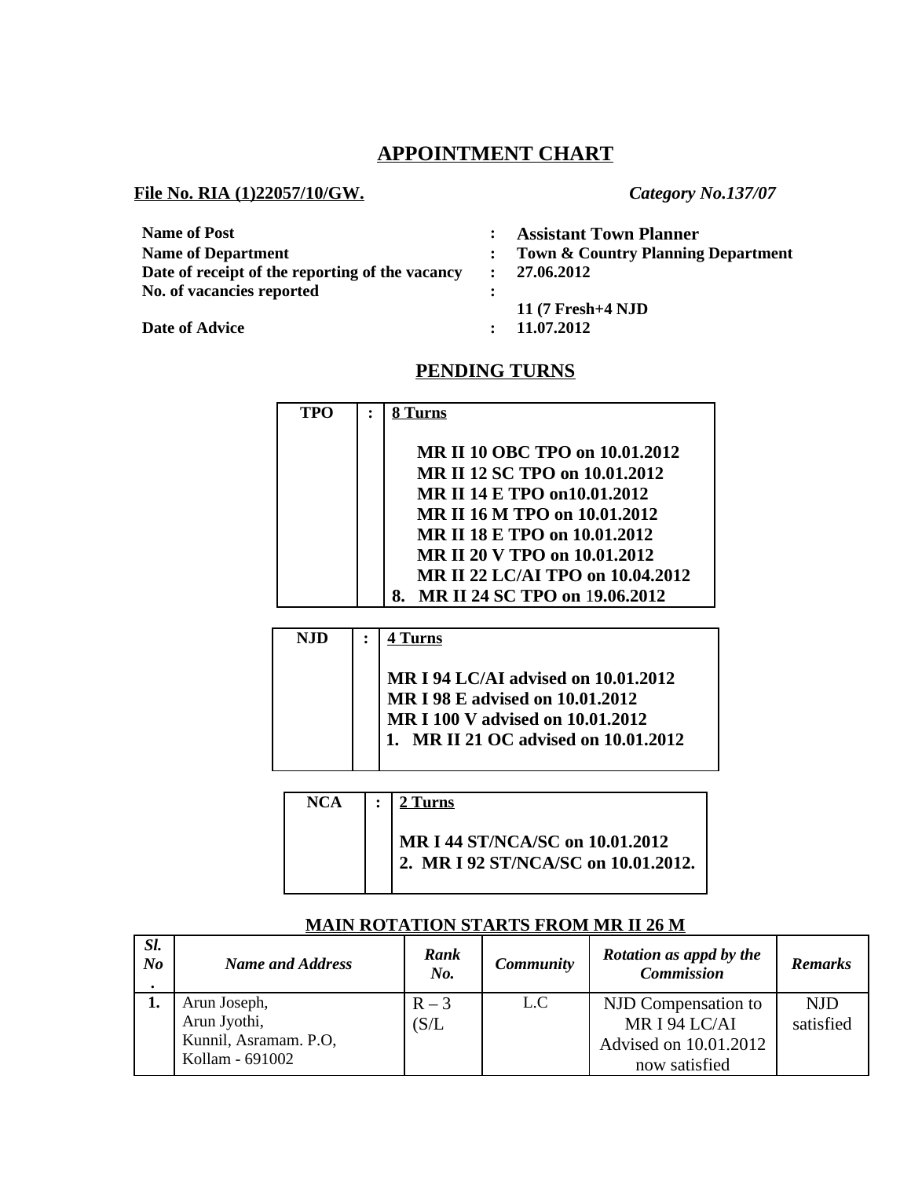# APPOINTMENT CHART

**File No. RIA (1)22057/10/GW.** *Category No.137/07*

| | | |
|---|---|---|
| **Name of Post** | : | **Assistant Town Planner** |
| **Name of Department** | : | **Town & Country Planning Department** |
| **Date of receipt of the reporting of the vacancy** | : | **27.06.2012** |
| **No. of vacancies reported** | : | **11 (7 Fresh+4 NJD** |
| **Date of Advice** | : | **11.07.2012** |

## PENDING TURNS

| | | |
|---|---|---|
| **TPO** | : | **8 Turns**<br><br>**MR II 10 OBC TPO on 10.01.2012**<br>**MR II 12 SC TPO on 10.01.2012**<br>**MR II 14 E TPO on10.01.2012**<br>**MR II 16 M TPO on 10.01.2012**<br>**MR II 18 E TPO on 10.01.2012**<br>**MR II 20 V TPO on 10.01.2012**<br>**MR II 22 LC/AI TPO on 10.04.2012**<br>**8. MR II 24 SC TPO on 19.06.2012** |

| | | |
|---|---|---|
| **NJD** | : | **4 Turns**<br><br>**MR I 94 LC/AI advised on 10.01.2012**<br>**MR I 98 E advised on 10.01.2012**<br>**MR I 100 V advised on 10.01.2012**<br>**1. MR II 21 OC advised on 10.01.2012** |

| | | |
|---|---|---|
| **NCA** | : | **2 Turns**<br><br>**MR I 44 ST/NCA/SC on 10.01.2012**<br>**2. MR I 92 ST/NCA/SC on 10.01.2012.** |

**MAIN ROTATION STARTS FROM MR II 26 M**

| *Sl. No.* | *Name and Address* | *Rank No.* | *Community* | *Rotation as appd by the Commission* | *Remarks* |
|---|---|---|---|---|---|
| **1.** | Arun Joseph,<br>Arun Jyothi,<br>Kunnil, Asramam. P.O,<br>Kollam - 691002 | R – 3 (S/L | L.C | NJD Compensation to MR I 94 LC/AI Advised on 10.01.2012 now satisfied | NJD satisfied |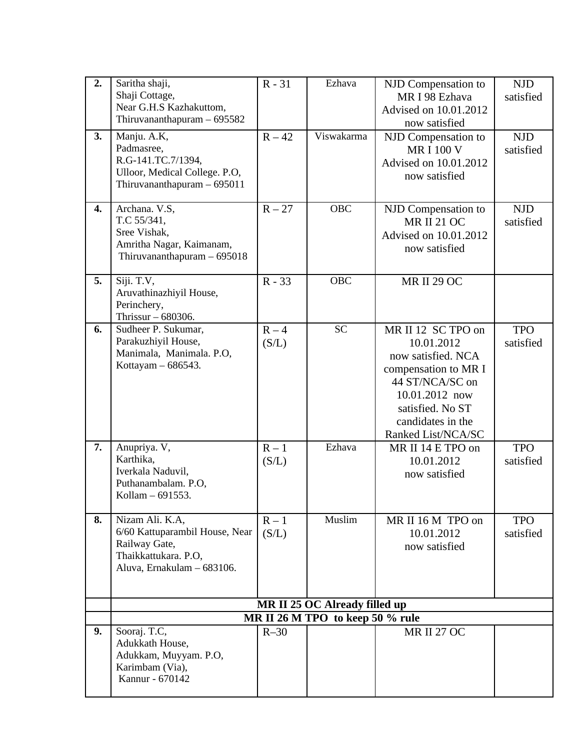| 2. | Saritha shaji,<br>Shaji Cottage,<br>Near G.H.S Kazhakuttom,<br>Thiruvananthapuram – 695582 | R - 31 | Ezhava | NJD Compensation to MR I 98 Ezhava Advised on 10.01.2012 now satisfied | NJD satisfied |
|---|---|---|---|---|---|
| 3. | Manju. A.K,<br>Padmasree,<br>R.G-141.TC.7/1394,<br>Ulloor, Medical College. P.O,<br>Thiruvananthapuram – 695011 | R – 42 | Viswakarma | NJD Compensation to MR I 100 V Advised on 10.01.2012 now satisfied | NJD satisfied |
| 4. | Archana. V.S,<br>T.C 55/341,<br>Sree Vishak,<br>Amritha Nagar, Kaimanam,<br>Thiruvananthapuram – 695018 | R – 27 | OBC | NJD Compensation to MR II 21 OC Advised on 10.01.2012 now satisfied | NJD satisfied |
| 5. | Siji. T.V,<br>Aruvathinazhiyil House,<br>Perinchery,<br>Thrissur – 680306. | R - 33 | OBC | MR II 29 OC | |
| 6. | Sudheer P. Sukumar,<br>Parakuzhiyil House,<br>Manimala, Manimala. P.O,<br>Kottayam – 686543. | R – 4 (S/L) | SC | MR II 12 SC TPO on 10.01.2012 now satisfied. NCA compensation to MR I 44 ST/NCA/SC on 10.01.2012 now satisfied. No ST candidates in the Ranked List/NCA/SC | TPO satisfied |
| 7. | Anupriya. V,<br>Karthika,<br>Iverkala Naduvil,<br>Puthanambalam. P.O,<br>Kollam – 691553. | R – 1 (S/L) | Ezhava | MR II 14 E TPO on 10.01.2012 now satisfied | TPO satisfied |
| 8. | Nizam Ali. K.A,<br>6/60 Kattuparambil House, Near Railway Gate,<br>Thaikkattukara. P.O,<br>Aluva, Ernakulam – 683106. | R – 1 (S/L) | Muslim | MR II 16 M TPO on 10.01.2012 now satisfied | TPO satisfied |
| | **MR II 25 OC Already filled up** | | | | |
| | **MR II 26 M TPO to keep 50 % rule** | | | | |
| 9. | Sooraj. T.C,<br>Adukkath House,<br>Adukkam, Muyyam. P.O,<br>Karimbam (Via),<br>Kannur - 670142 | R–30 | | MR II 27 OC | |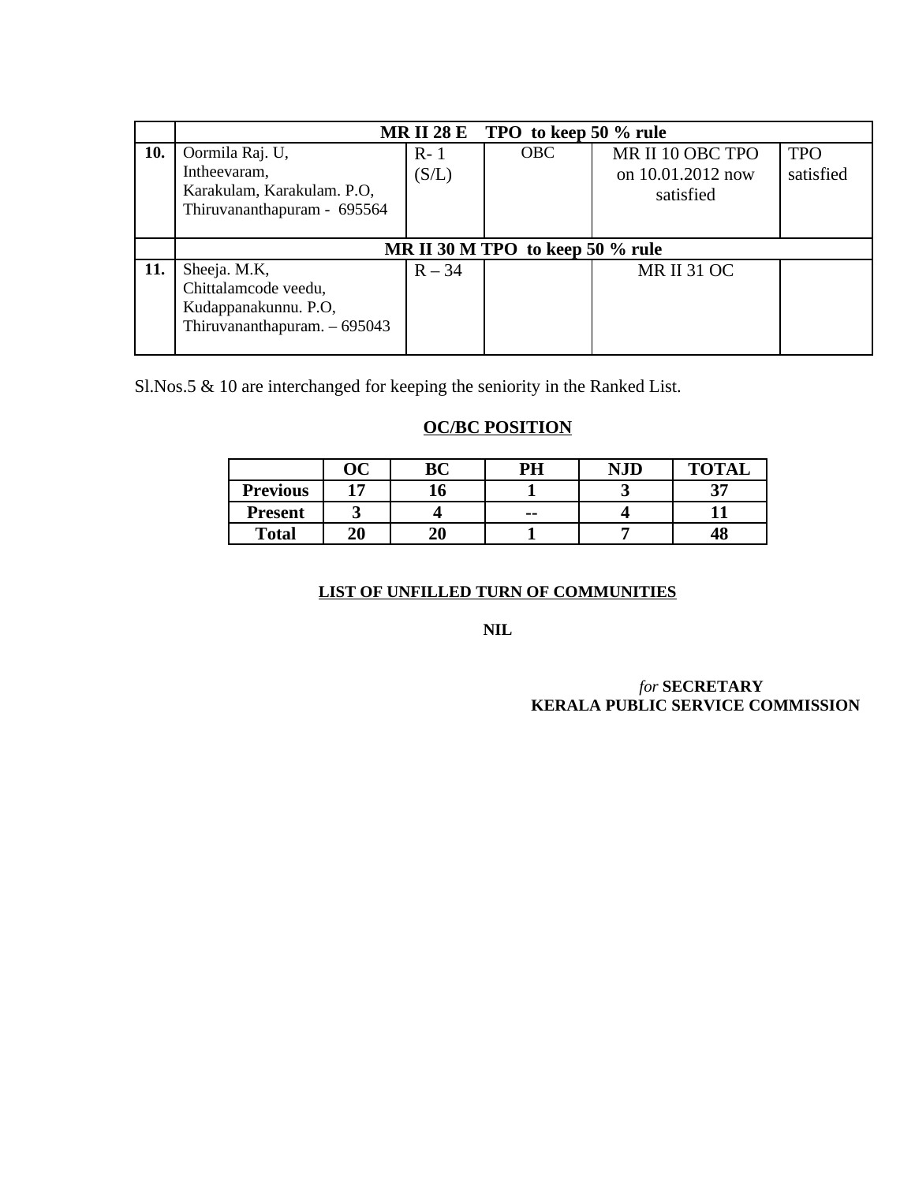| | | | | | |
|---|---|---|---|---|---|
| | **MR II 28 E TPO to keep 50 % rule** | | | | |
| **10.** | Oormila Raj. U, Intheevaram, Karakulam, Karakulam. P.O, Thiruvananthapuram - 695564 | R- 1 (S/L) | OBC | MR II 10 OBC TPO on 10.01.2012 now satisfied | TPO satisfied |
| | **MR II 30 M TPO to keep 50 % rule** | | | | |
| **11.** | Sheeja. M.K, Chittalamcode veedu, Kudappanakunnu. P.O, Thiruvananthapuram. – 695043 | R – 34 | | MR II 31 OC | |

Sl.Nos.5 & 10 are interchanged for keeping the seniority in the Ranked List.

**OC/BC POSITION**

| | OC | BC | PH | NJD | TOTAL |
|---|---|---|---|---|---|
| **Previous** | **17** | **16** | **1** | **3** | **37** |
| **Present** | **3** | **4** | **--** | **4** | **11** |
| **Total** | **20** | **20** | **1** | **7** | **48** |

**LIST OF UNFILLED TURN OF COMMUNITIES**

**NIL**

*for* **SECRETARY**
**KERALA PUBLIC SERVICE COMMISSION**